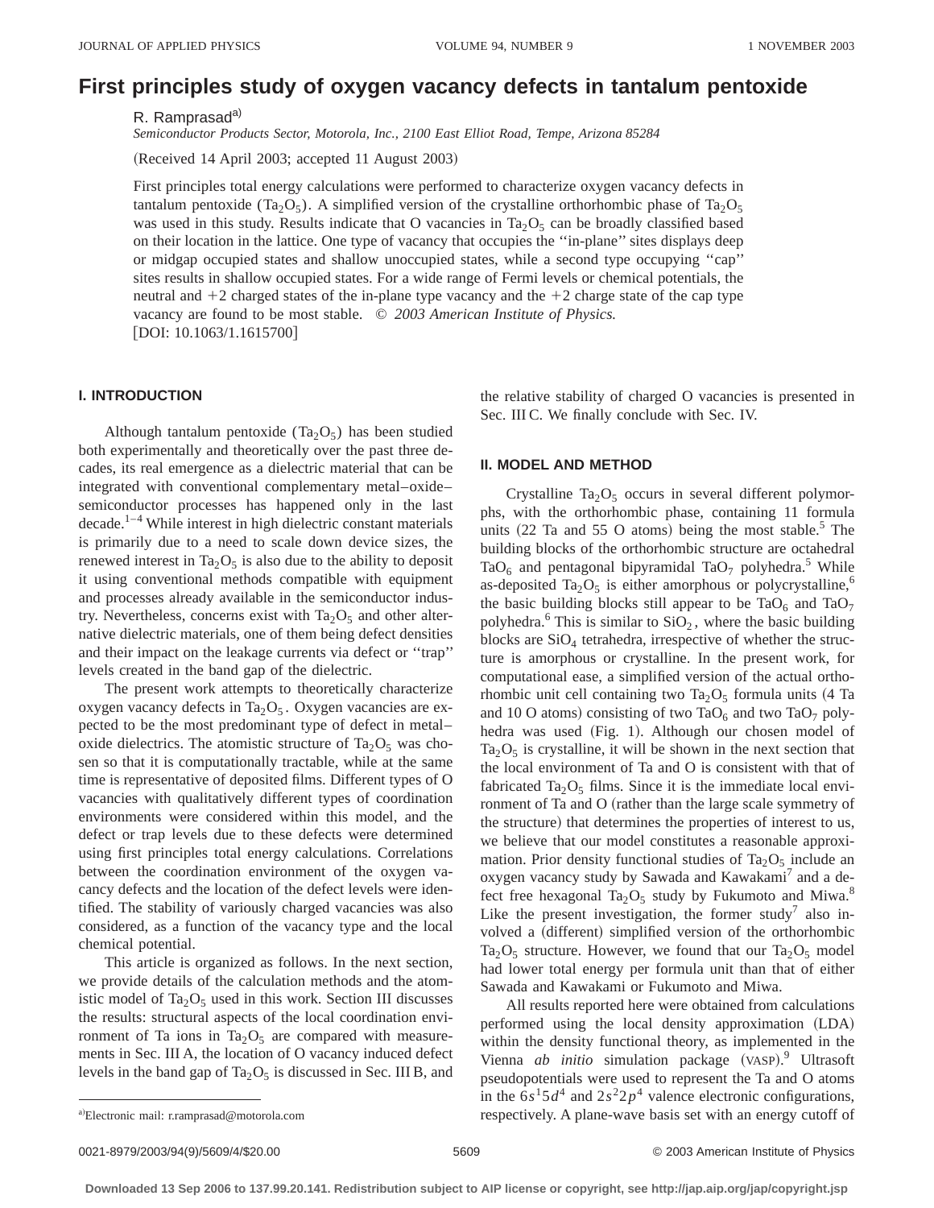# First principles study of oxygen vacancy defects in tantalum pentoxide

R. Ramprasad[a]

*Semiconductor Products Sector, Motorola, Inc., 2100 East Elliot Road, Tempe, Arizona 85284*

(Received 14 April 2003; accepted 11 August 2003)

First principles total energy calculations were performed to characterize oxygen vacancy defects in tantalum pentoxide ($Ta_2O_5$). A simplified version of the crystalline orthorhombic phase of $Ta_2O_5$ was used in this study. Results indicate that O vacancies in $Ta_2O_5$ can be broadly classified based on their location in the lattice. One type of vacancy that occupies the "in-plane" sites displays deep or midgap occupied states and shallow unoccupied states, while a second type occupying "cap" sites results in shallow occupied states. For a wide range of Fermi levels or chemical potentials, the neutral and +2 charged states of the in-plane type vacancy and the +2 charge state of the cap type vacancy are found to be most stable. © *2003 American Institute of Physics.* [DOI: 10.1063/1.1615700]

## I. INTRODUCTION

Although tantalum pentoxide ($Ta_2O_5$) has been studied both experimentally and theoretically over the past three decades, its real emergence as a dielectric material that can be integrated with conventional complementary metal–oxide–semiconductor processes has happened only in the last decade.[1–4] While interest in high dielectric constant materials is primarily due to a need to scale down device sizes, the renewed interest in $Ta_2O_5$ is also due to the ability to deposit it using conventional methods compatible with equipment and processes already available in the semiconductor industry. Nevertheless, concerns exist with $Ta_2O_5$ and other alternative dielectric materials, one of them being defect densities and their impact on the leakage currents via defect or "trap" levels created in the band gap of the dielectric.

The present work attempts to theoretically characterize oxygen vacancy defects in $Ta_2O_5$. Oxygen vacancies are expected to be the most predominant type of defect in metal–oxide dielectrics. The atomistic structure of $Ta_2O_5$ was chosen so that it is computationally tractable, while at the same time is representative of deposited films. Different types of O vacancies with qualitatively different types of coordination environments were considered within this model, and the defect or trap levels due to these defects were determined using first principles total energy calculations. Correlations between the coordination environment of the oxygen vacancy defects and the location of the defect levels were identified. The stability of variously charged vacancies was also considered, as a function of the vacancy type and the local chemical potential.

This article is organized as follows. In the next section, we provide details of the calculation methods and the atomistic model of $Ta_2O_5$ used in this work. Section III discusses the results: structural aspects of the local coordination environment of Ta ions in $Ta_2O_5$ are compared with measurements in Sec. III A, the location of O vacancy induced defect levels in the band gap of $Ta_2O_5$ is discussed in Sec. III B, and the relative stability of charged O vacancies is presented in Sec. III C. We finally conclude with Sec. IV.

## II. MODEL AND METHOD

Crystalline $Ta_2O_5$ occurs in several different polymorphs, with the orthorhombic phase, containing 11 formula units (22 Ta and 55 O atoms) being the most stable.[5] The building blocks of the orthorhombic structure are octahedral $TaO_6$ and pentagonal bipyramidal $TaO_7$ polyhedra.[5] While as-deposited $Ta_2O_5$ is either amorphous or polycrystalline,[6] the basic building blocks still appear to be $TaO_6$ and $TaO_7$ polyhedra.[6] This is similar to $SiO_2$, where the basic building blocks are $SiO_4$ tetrahedra, irrespective of whether the structure is amorphous or crystalline. In the present work, for computational ease, a simplified version of the actual orthorhombic unit cell containing two $Ta_2O_5$ formula units (4 Ta and 10 O atoms) consisting of two $TaO_6$ and two $TaO_7$ polyhedra was used (Fig. 1). Although our chosen model of $Ta_2O_5$ is crystalline, it will be shown in the next section that the local environment of Ta and O is consistent with that of fabricated $Ta_2O_5$ films. Since it is the immediate local environment of Ta and O (rather than the large scale symmetry of the structure) that determines the properties of interest to us, we believe that our model constitutes a reasonable approximation. Prior density functional studies of $Ta_2O_5$ include an oxygen vacancy study by Sawada and Kawakami[7] and a defect free hexagonal $Ta_2O_5$ study by Fukumoto and Miwa.[8] Like the present investigation, the former study[7] also involved a (different) simplified version of the orthorhombic $Ta_2O_5$ structure. However, we found that our $Ta_2O_5$ model had lower total energy per formula unit than that of either Sawada and Kawakami or Fukumoto and Miwa.

All results reported here were obtained from calculations performed using the local density approximation (LDA) within the density functional theory, as implemented in the Vienna *ab initio* simulation package (VASP).[9] Ultrasoft pseudopotentials were used to represent the Ta and O atoms in the $6s^1 5d^4$ and $2s^2 2p^4$ valence electronic configurations, respectively. A plane-wave basis set with an energy cutoff of

[a]Electronic mail: r.ramprasad@motorola.com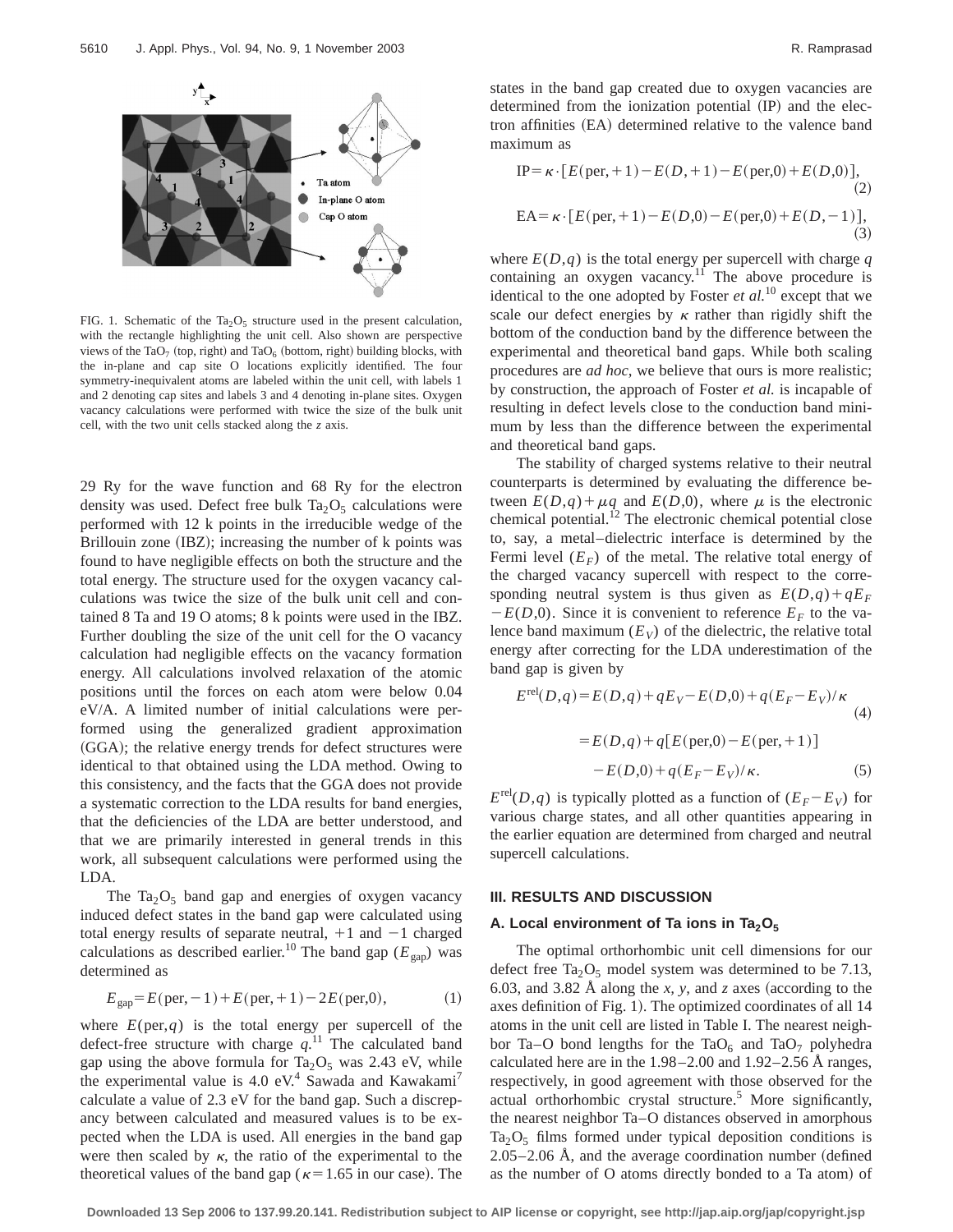FIG. 1. Schematic of the $Ta_2O_5$ structure used in the present calculation, with the rectangle highlighting the unit cell. Also shown are perspective views of the $TaO_7$ (top, right) and $TaO_6$ (bottom, right) building blocks, with the in-plane and cap site O locations explicitly identified. The four symmetry-inequivalent atoms are labeled within the unit cell, with labels 1 and 2 denoting cap sites and labels 3 and 4 denoting in-plane sites. Oxygen vacancy calculations were performed with twice the size of the bulk unit cell, with the two unit cells stacked along the *z* axis.

29 Ry for the wave function and 68 Ry for the electron density was used. Defect free bulk $Ta_2O_5$ calculations were performed with 12 k points in the irreducible wedge of the Brillouin zone (IBZ); increasing the number of k points was found to have negligible effects on both the structure and the total energy. The structure used for the oxygen vacancy calculations was twice the size of the bulk unit cell and contained 8 Ta and 19 O atoms; 8 k points were used in the IBZ. Further doubling the size of the unit cell for the O vacancy calculation had negligible effects on the vacancy formation energy. All calculations involved relaxation of the atomic positions until the forces on each atom were below 0.04 eV/A. A limited number of initial calculations were performed using the generalized gradient approximation (GGA); the relative energy trends for defect structures were identical to that obtained using the LDA method. Owing to this consistency, and the facts that the GGA does not provide a systematic correction to the LDA results for band energies, that the deficiencies of the LDA are better understood, and that we are primarily interested in general trends in this work, all subsequent calculations were performed using the LDA.

The $Ta_2O_5$ band gap and energies of oxygen vacancy induced defect states in the band gap were calculated using total energy results of separate neutral, +1 and −1 charged calculations as described earlier.[10] The band gap ($E_{\mathrm{gap}}$) was determined as

$$E_{\mathrm{gap}} = E(\mathrm{per},-1) + E(\mathrm{per},+1) - 2E(\mathrm{per},0), \tag{1}$$

where $E(\mathrm{per},q)$ is the total energy per supercell of the defect-free structure with charge $q$.[11] The calculated band gap using the above formula for $Ta_2O_5$ was 2.43 eV, while the experimental value is 4.0 eV.[4] Sawada and Kawakami[7] calculate a value of 2.3 eV for the band gap. Such a discrepancy between calculated and measured values is to be expected when the LDA is used. All energies in the band gap were then scaled by $\kappa$, the ratio of the experimental to the theoretical values of the band gap ($\kappa = 1.65$ in our case). The states in the band gap created due to oxygen vacancies are determined from the ionization potential (IP) and the electron affinities (EA) determined relative to the valence band maximum as

$$\mathrm{IP} = \kappa \cdot [E(\mathrm{per},+1) - E(D,+1) - E(\mathrm{per},0) + E(D,0)], \tag{2}$$

$$\mathrm{EA} = \kappa \cdot [E(\mathrm{per},+1) - E(D,0) - E(\mathrm{per},0) + E(D,-1)], \tag{3}$$

where $E(D,q)$ is the total energy per supercell with charge $q$ containing an oxygen vacancy.[11] The above procedure is identical to the one adopted by Foster *et al.*[10] except that we scale our defect energies by $\kappa$ rather than rigidly shift the bottom of the conduction band by the difference between the experimental and theoretical band gaps. While both scaling procedures are *ad hoc*, we believe that ours is more realistic; by construction, the approach of Foster *et al.* is incapable of resulting in defect levels close to the conduction band minimum by less than the difference between the experimental and theoretical band gaps.

The stability of charged systems relative to their neutral counterparts is determined by evaluating the difference between $E(D,q) + \mu q$ and $E(D,0)$, where $\mu$ is the electronic chemical potential.[12] The electronic chemical potential close to, say, a metal–dielectric interface is determined by the Fermi level ($E_F$) of the metal. The relative total energy of the charged vacancy supercell with respect to the corresponding neutral system is thus given as $E(D,q) + qE_F - E(D,0)$. Since it is convenient to reference $E_F$ to the valence band maximum ($E_V$) of the dielectric, the relative total energy after correcting for the LDA underestimation of the band gap is given by

$$E^{\mathrm{rel}}(D,q) = E(D,q) + qE_V - E(D,0) + q(E_F - E_V)/\kappa \tag{4}$$

$$= E(D,q) + q[E(\mathrm{per},0) - E(\mathrm{per},+1)] - E(D,0) + q(E_F - E_V)/\kappa. \tag{5}$$

$E^{\mathrm{rel}}(D,q)$ is typically plotted as a function of $(E_F - E_V)$ for various charge states, and all other quantities appearing in the earlier equation are determined from charged and neutral supercell calculations.

## III. RESULTS AND DISCUSSION

### A. Local environment of Ta ions in $Ta_2O_5$

The optimal orthorhombic unit cell dimensions for our defect free $Ta_2O_5$ model system was determined to be 7.13, 6.03, and 3.82 Å along the *x*, *y*, and *z* axes (according to the axes definition of Fig. 1). The optimized coordinates of all 14 atoms in the unit cell are listed in Table I. The nearest neighbor Ta–O bond lengths for the $TaO_6$ and $TaO_7$ polyhedra calculated here are in the 1.98–2.00 and 1.92–2.56 Å ranges, respectively, in good agreement with those observed for the actual orthorhombic crystal structure.[5] More significantly, the nearest neighbor Ta–O distances observed in amorphous $Ta_2O_5$ films formed under typical deposition conditions is 2.05–2.06 Å, and the average coordination number (defined as the number of O atoms directly bonded to a Ta atom) of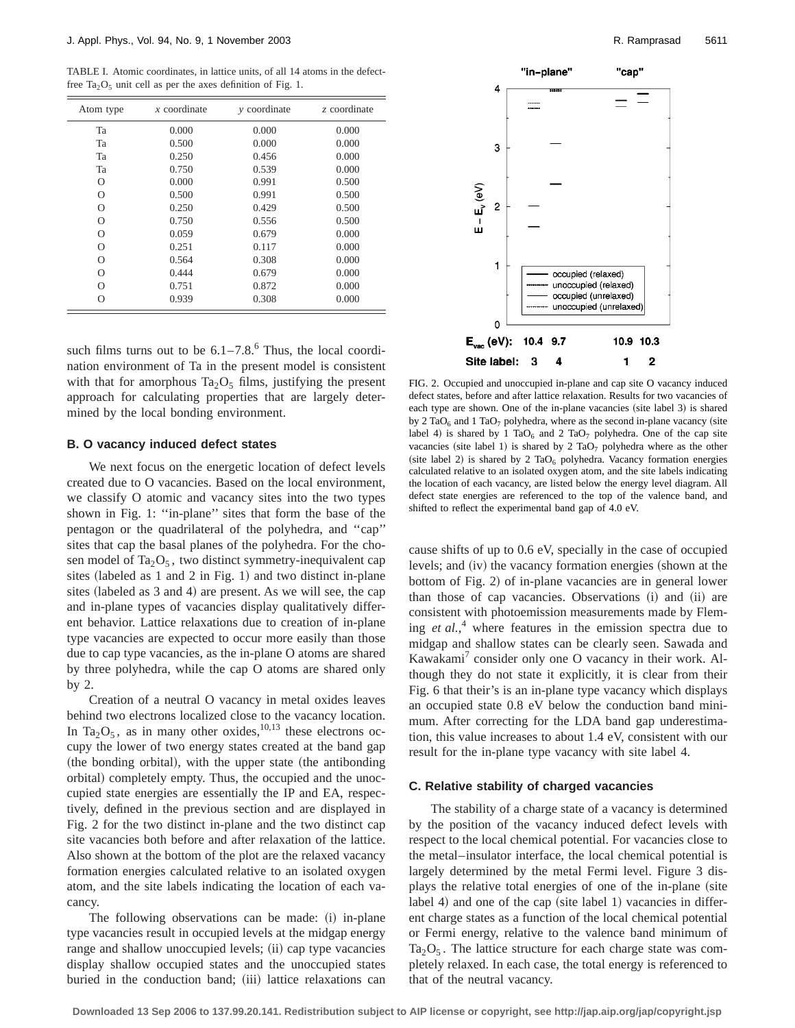TABLE I. Atomic coordinates, in lattice units, of all 14 atoms in the defect-free $Ta_2O_5$ unit cell as per the axes definition of Fig. 1.

| Atom type | $x$ coordinate | $y$ coordinate | $z$ coordinate |
|---|---|---|---|
| Ta | 0.000 | 0.000 | 0.000 |
| Ta | 0.500 | 0.000 | 0.000 |
| Ta | 0.250 | 0.456 | 0.000 |
| Ta | 0.750 | 0.539 | 0.000 |
| O | 0.000 | 0.991 | 0.500 |
| O | 0.500 | 0.991 | 0.500 |
| O | 0.250 | 0.429 | 0.500 |
| O | 0.750 | 0.556 | 0.500 |
| O | 0.059 | 0.679 | 0.000 |
| O | 0.251 | 0.117 | 0.000 |
| O | 0.564 | 0.308 | 0.000 |
| O | 0.444 | 0.679 | 0.000 |
| O | 0.751 | 0.872 | 0.000 |
| O | 0.939 | 0.308 | 0.000 |

such films turns out to be 6.1–7.8.[6] Thus, the local coordination environment of Ta in the present model is consistent with that for amorphous $Ta_2O_5$ films, justifying the present approach for calculating properties that are largely determined by the local bonding environment.

### B. O vacancy induced defect states

We next focus on the energetic location of defect levels created due to O vacancies. Based on the local environment, we classify O atomic and vacancy sites into the two types shown in Fig. 1: ''in-plane'' sites that form the base of the pentagon or the quadrilateral of the polyhedra, and ''cap'' sites that cap the basal planes of the polyhedra. For the chosen model of $Ta_2O_5$, two distinct symmetry-inequivalent cap sites (labeled as 1 and 2 in Fig. 1) and two distinct in-plane sites (labeled as 3 and 4) are present. As we will see, the cap and in-plane types of vacancies display qualitatively different behavior. Lattice relaxations due to creation of in-plane type vacancies are expected to occur more easily than those due to cap type vacancies, as the in-plane O atoms are shared by three polyhedra, while the cap O atoms are shared only by 2.

Creation of a neutral O vacancy in metal oxides leaves behind two electrons localized close to the vacancy location. In $Ta_2O_5$, as in many other oxides,[10,13] these electrons occupy the lower of two energy states created at the band gap (the bonding orbital), with the upper state (the antibonding orbital) completely empty. Thus, the occupied and the unoccupied state energies are essentially the IP and EA, respectively, defined in the previous section and are displayed in Fig. 2 for the two distinct in-plane and the two distinct cap site vacancies both before and after relaxation of the lattice. Also shown at the bottom of the plot are the relaxed vacancy formation energies calculated relative to an isolated oxygen atom, and the site labels indicating the location of each vacancy.

The following observations can be made: (i) in-plane type vacancies result in occupied levels at the midgap energy range and shallow unoccupied levels; (ii) cap type vacancies display shallow occupied states and the unoccupied states buried in the conduction band; (iii) lattice relaxations can cause shifts of up to 0.6 eV, specially in the case of occupied levels; and (iv) the vacancy formation energies (shown at the bottom of Fig. 2) of in-plane vacancies are in general lower than those of cap vacancies. Observations (i) and (ii) are consistent with photoemission measurements made by Fleming *et al.*,[4] where features in the emission spectra due to midgap and shallow states can be clearly seen. Sawada and Kawakami[7] consider only one O vacancy in their work. Although they do not state it explicitly, it is clear from their Fig. 6 that their's is an in-plane type vacancy which displays an occupied state 0.8 eV below the conduction band minimum. After correcting for the LDA band gap underestimation, this value increases to about 1.4 eV, consistent with our result for the in-plane type vacancy with site label 4.

FIG. 2. Occupied and unoccupied in-plane and cap site O vacancy induced defect states, before and after lattice relaxation. Results for two vacancies of each type are shown. One of the in-plane vacancies (site label 3) is shared by 2 $TaO_6$ and 1 $TaO_7$ polyhedra, where as the second in-plane vacancy (site label 4) is shared by 1 $TaO_6$ and 2 $TaO_7$ polyhedra. One of the cap site vacancies (site label 1) is shared by 2 $TaO_7$ polyhedra where as the other (site label 2) is shared by 2 $TaO_6$ polyhedra. Vacancy formation energies calculated relative to an isolated oxygen atom, and the site labels indicating the location of each vacancy, are listed below the energy level diagram. All defect state energies are referenced to the top of the valence band, and shifted to reflect the experimental band gap of 4.0 eV.

### C. Relative stability of charged vacancies

The stability of a charge state of a vacancy is determined by the position of the vacancy induced defect levels with respect to the local chemical potential. For vacancies close to the metal–insulator interface, the local chemical potential is largely determined by the metal Fermi level. Figure 3 displays the relative total energies of one of the in-plane (site label 4) and one of the cap (site label 1) vacancies in different charge states as a function of the local chemical potential or Fermi energy, relative to the valence band minimum of $Ta_2O_5$. The lattice structure for each charge state was completely relaxed. In each case, the total energy is referenced to that of the neutral vacancy.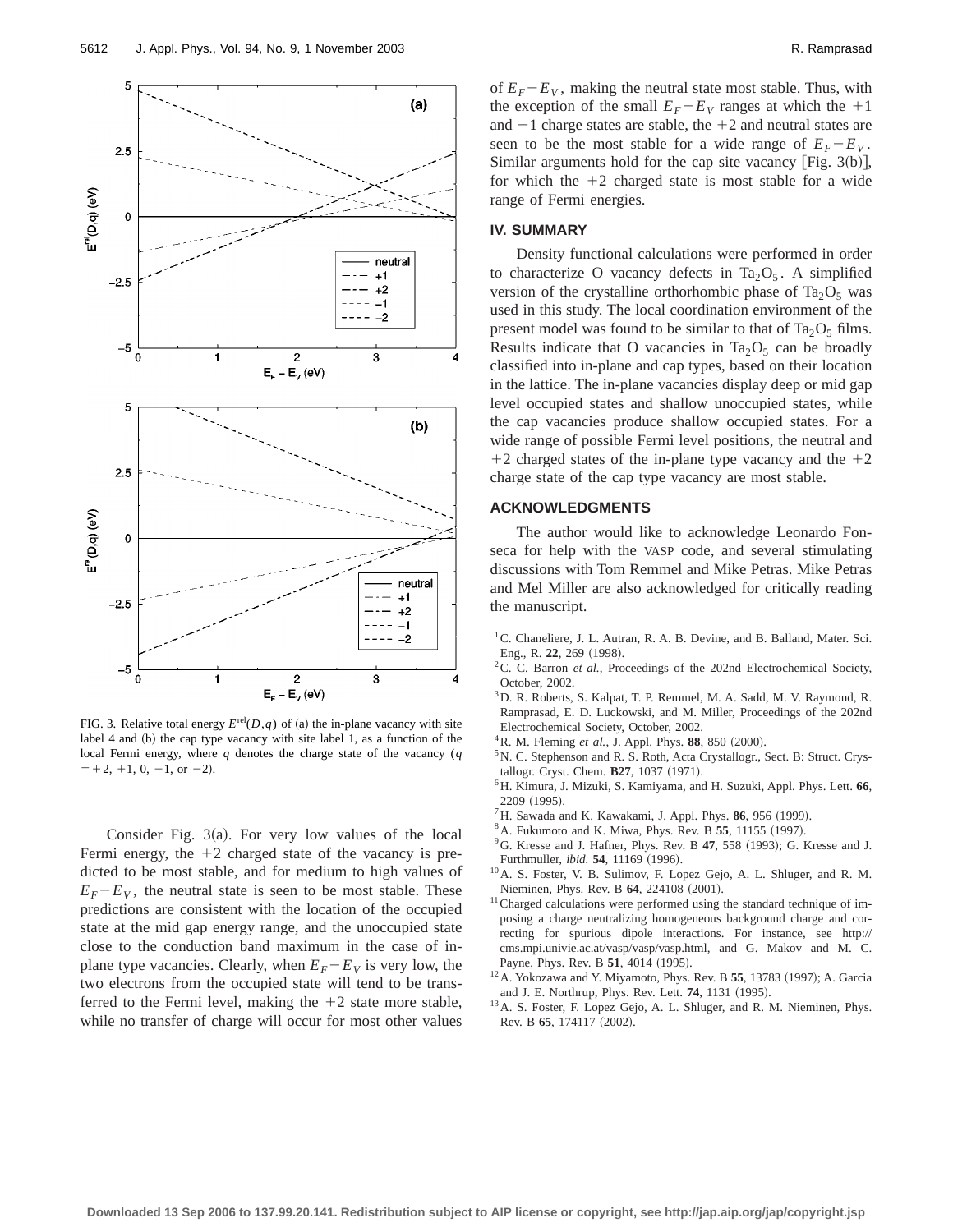(a)

$E^{rel}(D,q)$ (eV)

5

2.5

0

−2.5

−5

0 1 2 3 4

$E_F - E_V$ (eV)

neutral
+1
+2
−1
−2

(b)

$E^{rel}(D,q)$ (eV)

5

2.5

0

−2.5

−5

0 1 2 3 4

$E_F - E_V$ (eV)

neutral
+1
+2
−1
−2

FIG. 3. Relative total energy $E^{\mathrm{rel}}(D,q)$ of (a) the in-plane vacancy with site label 4 and (b) the cap type vacancy with site label 1, as a function of the local Fermi energy, where $q$ denotes the charge state of the vacancy ($q = +2$, $+1$, 0, $-1$, or $-2$).

Consider Fig. 3(a). For very low values of the local Fermi energy, the $+2$ charged state of the vacancy is predicted to be most stable, and for medium to high values of $E_F - E_V$, the neutral state is seen to be most stable. These predictions are consistent with the location of the occupied state at the mid gap energy range, and the unoccupied state close to the conduction band maximum in the case of in-plane type vacancies. Clearly, when $E_F - E_V$ is very low, the two electrons from the occupied state will tend to be transferred to the Fermi level, making the $+2$ state more stable, while no transfer of charge will occur for most other values of $E_F - E_V$, making the neutral state most stable. Thus, with the exception of the small $E_F - E_V$ ranges at which the $+1$ and $-1$ charge states are stable, the $+2$ and neutral states are seen to be the most stable for a wide range of $E_F - E_V$. Similar arguments hold for the cap site vacancy [Fig. 3(b)], for which the $+2$ charged state is most stable for a wide range of Fermi energies.

## IV. SUMMARY

Density functional calculations were performed in order to characterize O vacancy defects in $Ta_2O_5$. A simplified version of the crystalline orthorhombic phase of $Ta_2O_5$ was used in this study. The local coordination environment of the present model was found to be similar to that of $Ta_2O_5$ films. Results indicate that O vacancies in $Ta_2O_5$ can be broadly classified into in-plane and cap types, based on their location in the lattice. The in-plane vacancies display deep or mid gap level occupied states and shallow unoccupied states, while the cap vacancies produce shallow occupied states. For a wide range of possible Fermi level positions, the neutral and $+2$ charged states of the in-plane type vacancy and the $+2$ charge state of the cap type vacancy are most stable.

## ACKNOWLEDGMENTS

The author would like to acknowledge Leonardo Fonseca for help with the VASP code, and several stimulating discussions with Tom Remmel and Mike Petras. Mike Petras and Mel Miller are also acknowledged for critically reading the manuscript.

[1] C. Chaneliere, J. L. Autran, R. A. B. Devine, and B. Balland, Mater. Sci. Eng., R. **22**, 269 (1998).
[2] C. C. Barron *et al.*, Proceedings of the 202nd Electrochemical Society, October, 2002.
[3] D. R. Roberts, S. Kalpat, T. P. Remmel, M. A. Sadd, M. V. Raymond, R. Ramprasad, E. D. Luckowski, and M. Miller, Proceedings of the 202nd Electrochemical Society, October, 2002.
[4] R. M. Fleming *et al.*, J. Appl. Phys. **88**, 850 (2000).
[5] N. C. Stephenson and R. S. Roth, Acta Crystallogr., Sect. B: Struct. Crystallogr. Cryst. Chem. **B27**, 1037 (1971).
[6] H. Kimura, J. Mizuki, S. Kamiyama, and H. Suzuki, Appl. Phys. Lett. **66**, 2209 (1995).
[7] H. Sawada and K. Kawakami, J. Appl. Phys. **86**, 956 (1999).
[8] A. Fukumoto and K. Miwa, Phys. Rev. B **55**, 11155 (1997).
[9] G. Kresse and J. Hafner, Phys. Rev. B **47**, 558 (1993); G. Kresse and J. Furthmuller, *ibid.* **54**, 11169 (1996).
[10] A. S. Foster, V. B. Sulimov, F. Lopez Gejo, A. L. Shluger, and R. M. Nieminen, Phys. Rev. B **64**, 224108 (2001).
[11] Charged calculations were performed using the standard technique of imposing a charge neutralizing homogeneous background charge and correcting for spurious dipole interactions. For instance, see http://cms.mpi.univie.ac.at/vasp/vasp/vasp.html, and G. Makov and M. C. Payne, Phys. Rev. B **51**, 4014 (1995).
[12] A. Yokozawa and Y. Miyamoto, Phys. Rev. B **55**, 13783 (1997); A. Garcia and J. E. Northrup, Phys. Rev. Lett. **74**, 1131 (1995).
[13] A. S. Foster, F. Lopez Gejo, A. L. Shluger, and R. M. Nieminen, Phys. Rev. B **65**, 174117 (2002).